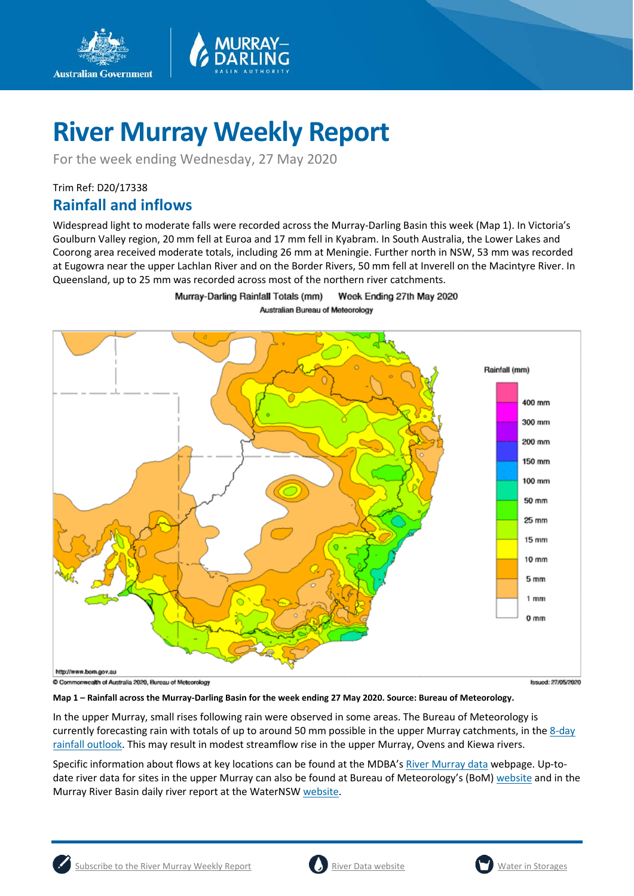# River Murray Weekly Report

For the week ending Wednesday, 27 May 2020

Trim Ref: D20/17338

## Rainfall and inflows

Widespread light to moderate falls were recorded across the Murray-Darling Basin this week (Map 1). In Victoria's Goulburn Valley region, 20 mm fell at Euroa and 17 mm fell in Kyabram. In South Australia, the Lower Lakes and Coorong area received moderate totals, including 26 mm at Meningie. Further north in NSW, 53 mm was recorded at Eugowra near the upper Lachlan River and on the Border Rivers, 50 mm fell at Inverell on the Macintyre River. In Queensland, up to 25 mm was recorded across most of the northern river catchments.

**Map 1 – Rainfall across the Murray-Darling Basin for the week ending 27 May 2020. Source: Bureau of Meteorology.**

In the upper Murray, small rises following rain were observed in some areas. The Bureau of Meteorology is currently forecasting rain with totals of up to around 50 mm possible in the upper Murray catchments, in the 8-day rainfall outlook. This may result in modest streamflow rise in the upper Murray, Ovens and Kiewa rivers.

Specific information about flows at key locations can be found at the MDBA's River Murray data webpage. Up-to-date river data for sites in the upper Murray can also be found at Bureau of Meteorology's (BoM) website and in the Murray River Basin daily river report at the WaterNSW website.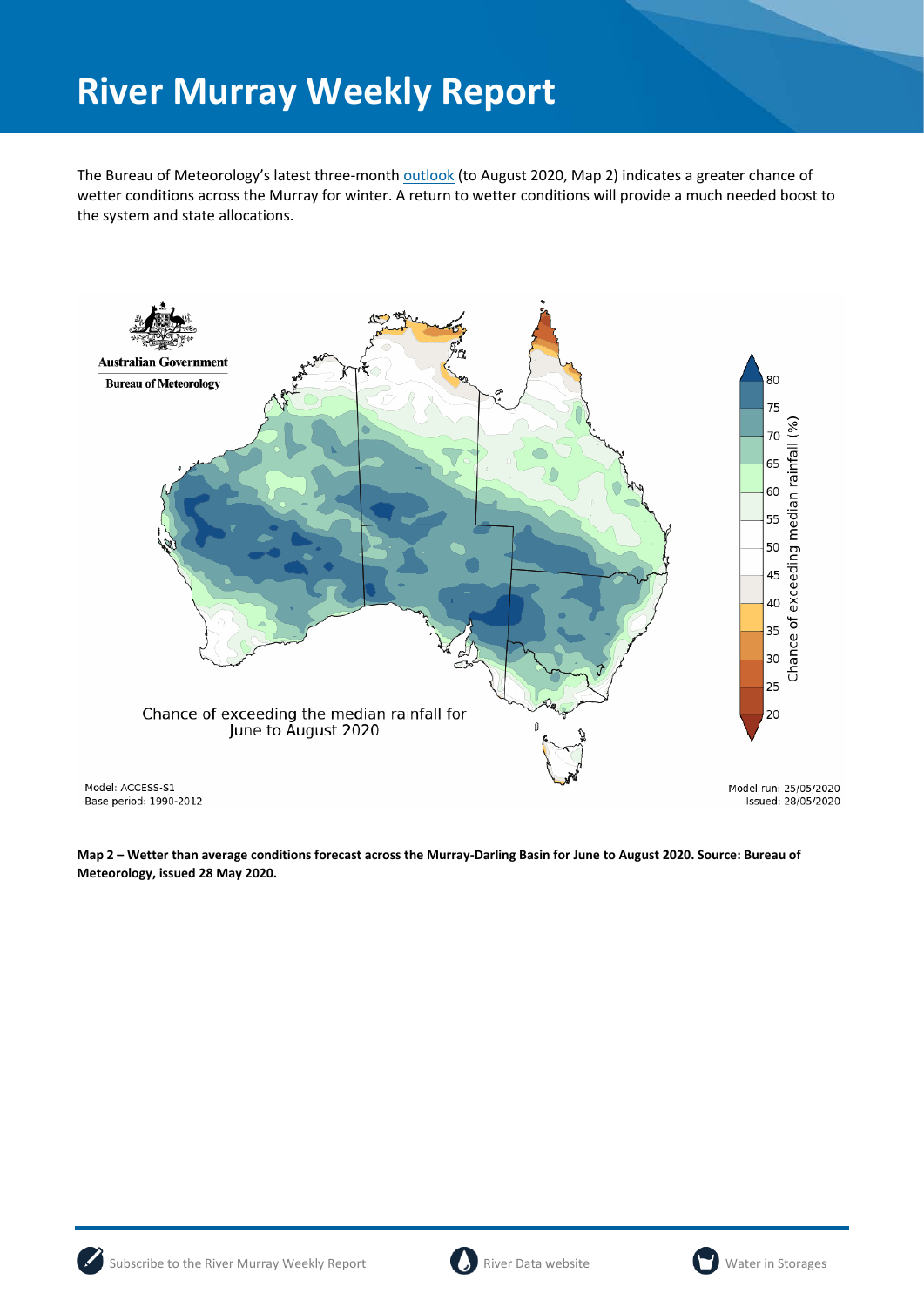# River Murray Weekly Report

The Bureau of Meteorology's latest three-month [outlook](outlook) (to August 2020, Map 2) indicates a greater chance of wetter conditions across the Murray for winter. A return to wetter conditions will provide a much needed boost to the system and state allocations.

**Map 2 – Wetter than average conditions forecast across the Murray-Darling Basin for June to August 2020. Source: Bureau of Meteorology, issued 28 May 2020.**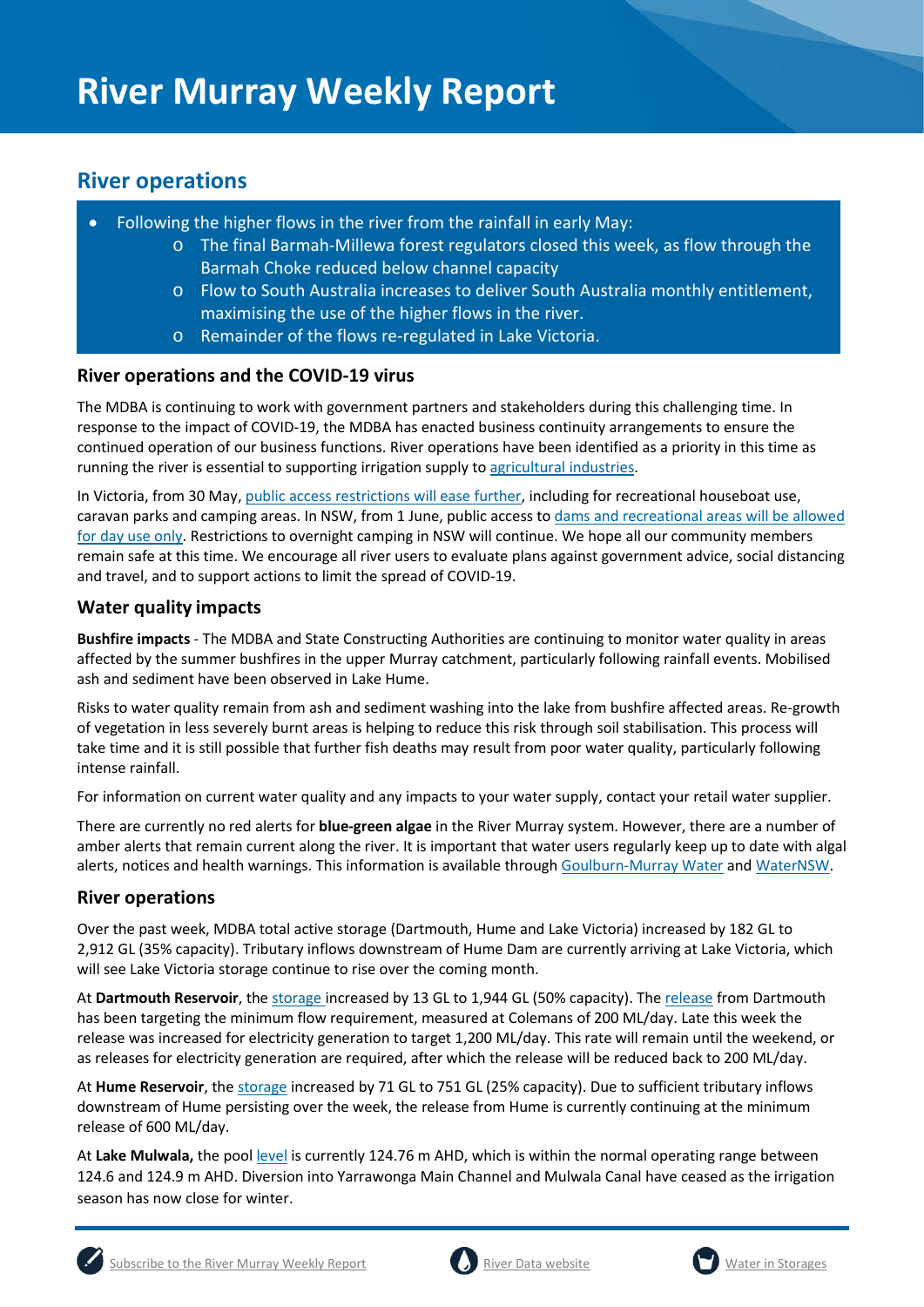# River Murray Weekly Report

## River operations

- Following the higher flows in the river from the rainfall in early May:
  - The final Barmah-Millewa forest regulators closed this week, as flow through the Barmah Choke reduced below channel capacity
  - Flow to South Australia increases to deliver South Australia monthly entitlement, maximising the use of the higher flows in the river.
  - Remainder of the flows re-regulated in Lake Victoria.

### River operations and the COVID-19 virus

The MDBA is continuing to work with government partners and stakeholders during this challenging time. In response to the impact of COVID-19, the MDBA has enacted business continuity arrangements to ensure the continued operation of our business functions. River operations have been identified as a priority in this time as running the river is essential to supporting irrigation supply to agricultural industries.

In Victoria, from 30 May, public access restrictions will ease further, including for recreational houseboat use, caravan parks and camping areas. In NSW, from 1 June, public access to dams and recreational areas will be allowed for day use only. Restrictions to overnight camping in NSW will continue. We hope all our community members remain safe at this time. We encourage all river users to evaluate plans against government advice, social distancing and travel, and to support actions to limit the spread of COVID-19.

### Water quality impacts

**Bushfire impacts** - The MDBA and State Constructing Authorities are continuing to monitor water quality in areas affected by the summer bushfires in the upper Murray catchment, particularly following rainfall events. Mobilised ash and sediment have been observed in Lake Hume.

Risks to water quality remain from ash and sediment washing into the lake from bushfire affected areas. Re-growth of vegetation in less severely burnt areas is helping to reduce this risk through soil stabilisation. This process will take time and it is still possible that further fish deaths may result from poor water quality, particularly following intense rainfall.

For information on current water quality and any impacts to your water supply, contact your retail water supplier.

There are currently no red alerts for **blue-green algae** in the River Murray system. However, there are a number of amber alerts that remain current along the river. It is important that water users regularly keep up to date with algal alerts, notices and health warnings. This information is available through Goulburn-Murray Water and WaterNSW.

### River operations

Over the past week, MDBA total active storage (Dartmouth, Hume and Lake Victoria) increased by 182 GL to 2,912 GL (35% capacity). Tributary inflows downstream of Hume Dam are currently arriving at Lake Victoria, which will see Lake Victoria storage continue to rise over the coming month.

At **Dartmouth Reservoir**, the storage increased by 13 GL to 1,944 GL (50% capacity). The release from Dartmouth has been targeting the minimum flow requirement, measured at Colemans of 200 ML/day. Late this week the release was increased for electricity generation to target 1,200 ML/day. This rate will remain until the weekend, or as releases for electricity generation are required, after which the release will be reduced back to 200 ML/day.

At **Hume Reservoir**, the storage increased by 71 GL to 751 GL (25% capacity). Due to sufficient tributary inflows downstream of Hume persisting over the week, the release from Hume is currently continuing at the minimum release of 600 ML/day.

At **Lake Mulwala,** the pool level is currently 124.76 m AHD, which is within the normal operating range between 124.6 and 124.9 m AHD. Diversion into Yarrawonga Main Channel and Mulwala Canal have ceased as the irrigation season has now close for winter.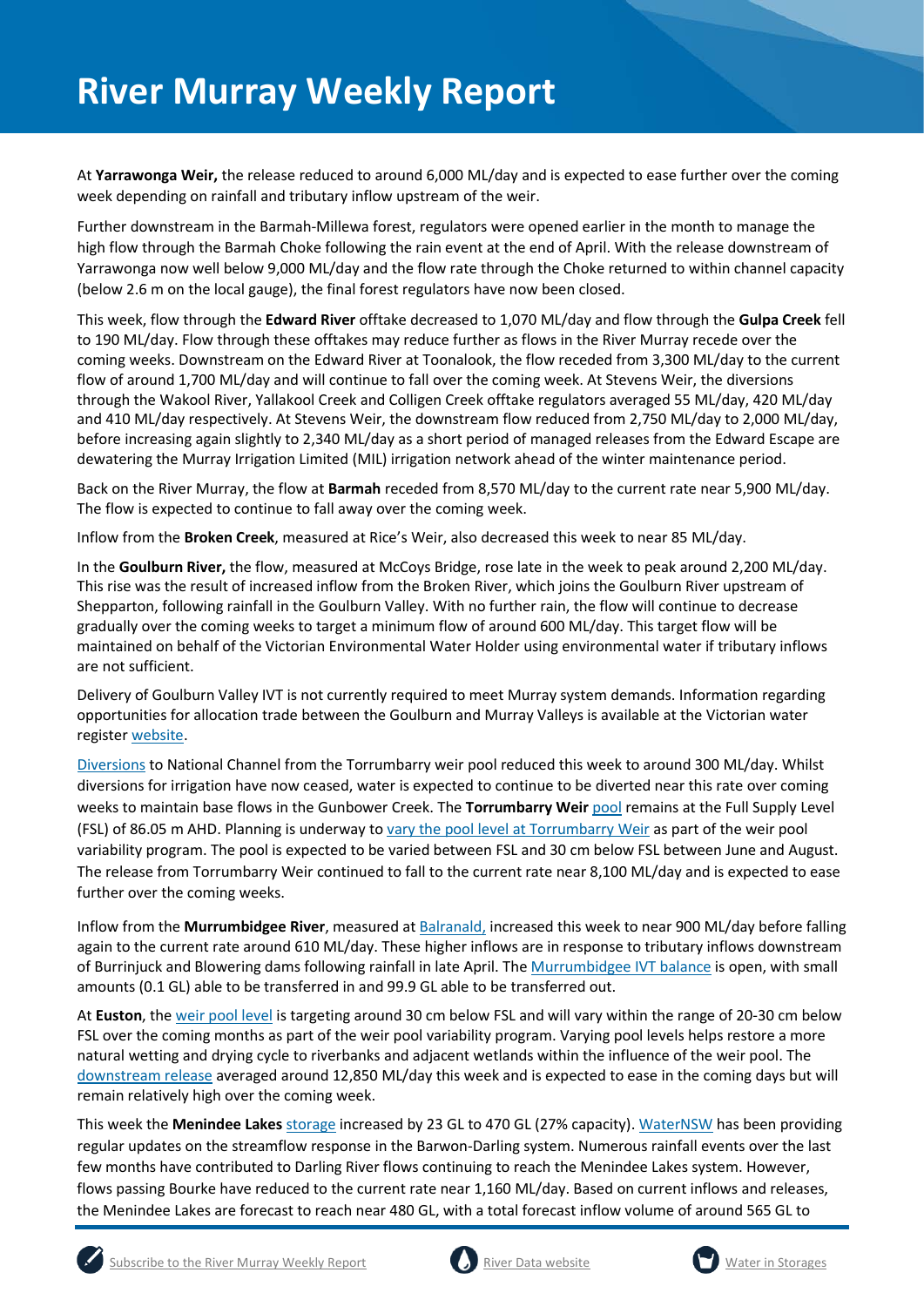At **Yarrawonga Weir,** the release reduced to around 6,000 ML/day and is expected to ease further over the coming week depending on rainfall and tributary inflow upstream of the weir.

Further downstream in the Barmah-Millewa forest, regulators were opened earlier in the month to manage the high flow through the Barmah Choke following the rain event at the end of April. With the release downstream of Yarrawonga now well below 9,000 ML/day and the flow rate through the Choke returned to within channel capacity (below 2.6 m on the local gauge), the final forest regulators have now been closed.

This week, flow through the **Edward River** offtake decreased to 1,070 ML/day and flow through the **Gulpa Creek** fell to 190 ML/day. Flow through these offtakes may reduce further as flows in the River Murray recede over the coming weeks. Downstream on the Edward River at Toonalook, the flow receded from 3,300 ML/day to the current flow of around 1,700 ML/day and will continue to fall over the coming week. At Stevens Weir, the diversions through the Wakool River, Yallakool Creek and Colligen Creek offtake regulators averaged 55 ML/day, 420 ML/day and 410 ML/day respectively. At Stevens Weir, the downstream flow reduced from 2,750 ML/day to 2,000 ML/day, before increasing again slightly to 2,340 ML/day as a short period of managed releases from the Edward Escape are dewatering the Murray Irrigation Limited (MIL) irrigation network ahead of the winter maintenance period.

Back on the River Murray, the flow at **Barmah** receded from 8,570 ML/day to the current rate near 5,900 ML/day. The flow is expected to continue to fall away over the coming week.

Inflow from the **Broken Creek**, measured at Rice's Weir, also decreased this week to near 85 ML/day.

In the **Goulburn River,** the flow, measured at McCoys Bridge, rose late in the week to peak around 2,200 ML/day. This rise was the result of increased inflow from the Broken River, which joins the Goulburn River upstream of Shepparton, following rainfall in the Goulburn Valley. With no further rain, the flow will continue to decrease gradually over the coming weeks to target a minimum flow of around 600 ML/day. This target flow will be maintained on behalf of the Victorian Environmental Water Holder using environmental water if tributary inflows are not sufficient.

Delivery of Goulburn Valley IVT is not currently required to meet Murray system demands. Information regarding opportunities for allocation trade between the Goulburn and Murray Valleys is available at the Victorian water register website.

Diversions to National Channel from the Torrumbarry weir pool reduced this week to around 300 ML/day. Whilst diversions for irrigation have now ceased, water is expected to continue to be diverted near this rate over coming weeks to maintain base flows in the Gunbower Creek. The **Torrumbarry Weir** pool remains at the Full Supply Level (FSL) of 86.05 m AHD. Planning is underway to vary the pool level at Torrumbarry Weir as part of the weir pool variability program. The pool is expected to be varied between FSL and 30 cm below FSL between June and August. The release from Torrumbarry Weir continued to fall to the current rate near 8,100 ML/day and is expected to ease further over the coming weeks.

Inflow from the **Murrumbidgee River**, measured at Balranald, increased this week to near 900 ML/day before falling again to the current rate around 610 ML/day. These higher inflows are in response to tributary inflows downstream of Burrinjuck and Blowering dams following rainfall in late April. The Murrumbidgee IVT balance is open, with small amounts (0.1 GL) able to be transferred in and 99.9 GL able to be transferred out.

At **Euston**, the weir pool level is targeting around 30 cm below FSL and will vary within the range of 20-30 cm below FSL over the coming months as part of the weir pool variability program. Varying pool levels helps restore a more natural wetting and drying cycle to riverbanks and adjacent wetlands within the influence of the weir pool. The downstream release averaged around 12,850 ML/day this week and is expected to ease in the coming days but will remain relatively high over the coming week.

This week the **Menindee Lakes** storage increased by 23 GL to 470 GL (27% capacity). WaterNSW has been providing regular updates on the streamflow response in the Barwon-Darling system. Numerous rainfall events over the last few months have contributed to Darling River flows continuing to reach the Menindee Lakes system. However, flows passing Bourke have reduced to the current rate near 1,160 ML/day. Based on current inflows and releases, the Menindee Lakes are forecast to reach near 480 GL, with a total forecast inflow volume of around 565 GL to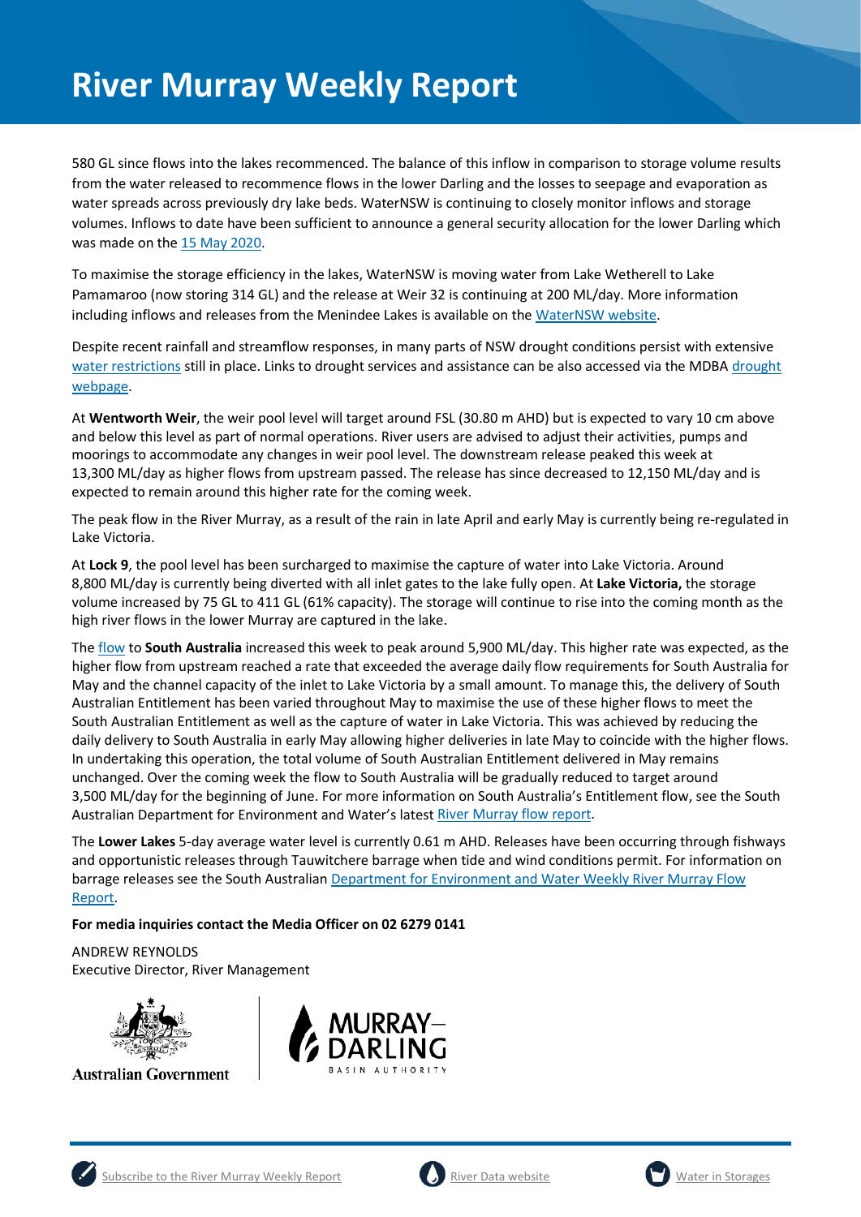# River Murray Weekly Report

580 GL since flows into the lakes recommenced. The balance of this inflow in comparison to storage volume results from the water released to recommence flows in the lower Darling and the losses to seepage and evaporation as water spreads across previously dry lake beds. WaterNSW is continuing to closely monitor inflows and storage volumes. Inflows to date have been sufficient to announce a general security allocation for the lower Darling which was made on the 15 May 2020.

To maximise the storage efficiency in the lakes, WaterNSW is moving water from Lake Wetherell to Lake Pamamaroo (now storing 314 GL) and the release at Weir 32 is continuing at 200 ML/day. More information including inflows and releases from the Menindee Lakes is available on the WaterNSW website.

Despite recent rainfall and streamflow responses, in many parts of NSW drought conditions persist with extensive water restrictions still in place. Links to drought services and assistance can be also accessed via the MDBA drought webpage.

At **Wentworth Weir**, the weir pool level will target around FSL (30.80 m AHD) but is expected to vary 10 cm above and below this level as part of normal operations. River users are advised to adjust their activities, pumps and moorings to accommodate any changes in weir pool level. The downstream release peaked this week at 13,300 ML/day as higher flows from upstream passed. The release has since decreased to 12,150 ML/day and is expected to remain around this higher rate for the coming week.

The peak flow in the River Murray, as a result of the rain in late April and early May is currently being re-regulated in Lake Victoria.

At **Lock 9**, the pool level has been surcharged to maximise the capture of water into Lake Victoria. Around 8,800 ML/day is currently being diverted with all inlet gates to the lake fully open. At **Lake Victoria,** the storage volume increased by 75 GL to 411 GL (61% capacity). The storage will continue to rise into the coming month as the high river flows in the lower Murray are captured in the lake.

The flow to **South Australia** increased this week to peak around 5,900 ML/day. This higher rate was expected, as the higher flow from upstream reached a rate that exceeded the average daily flow requirements for South Australia for May and the channel capacity of the inlet to Lake Victoria by a small amount. To manage this, the delivery of South Australian Entitlement has been varied throughout May to maximise the use of these higher flows to meet the South Australian Entitlement as well as the capture of water in Lake Victoria. This was achieved by reducing the daily delivery to South Australia in early May allowing higher deliveries in late May to coincide with the higher flows. In undertaking this operation, the total volume of South Australian Entitlement delivered in May remains unchanged. Over the coming week the flow to South Australia will be gradually reduced to target around 3,500 ML/day for the beginning of June. For more information on South Australia's Entitlement flow, see the South Australian Department for Environment and Water's latest River Murray flow report.

The **Lower Lakes** 5-day average water level is currently 0.61 m AHD. Releases have been occurring through fishways and opportunistic releases through Tauwitchere barrage when tide and wind conditions permit. For information on barrage releases see the South Australian Department for Environment and Water Weekly River Murray Flow Report.

**For media inquiries contact the Media Officer on 02 6279 0141**

ANDREW REYNOLDS
Executive Director, River Management

Subscribe to the River Murray Weekly Report | River Data website | Water in Storages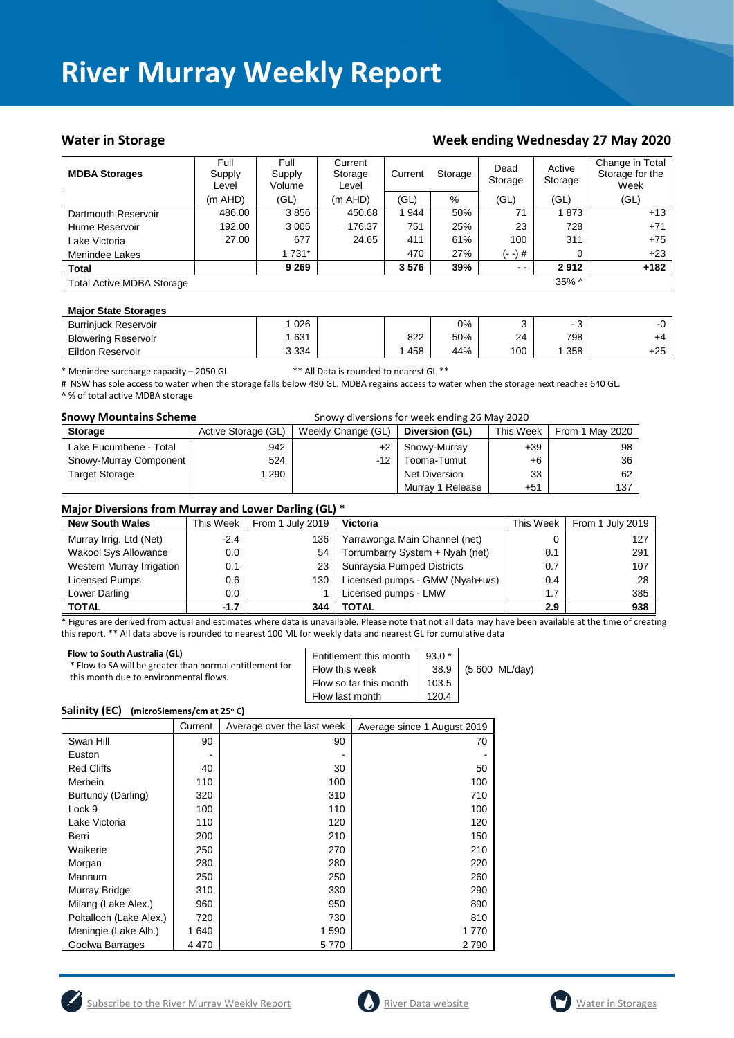# River Murray Weekly Report

## Water in Storage

## Week ending Wednesday 27 May 2020

| MDBA Storages | Full Supply Level | Full Supply Volume | Current Storage Level | Current | Storage | Dead Storage | Active Storage | Change in Total Storage for the Week |
|---|---|---|---|---|---|---|---|---|
| | (m AHD) | (GL) | (m AHD) | (GL) | % | (GL) | (GL) | (GL) |
| Dartmouth Reservoir | 486.00 | 3 856 | 450.68 | 1 944 | 50% | 71 | 1 873 | +13 |
| Hume Reservoir | 192.00 | 3 005 | 176.37 | 751 | 25% | 23 | 728 | +71 |
| Lake Victoria | 27.00 | 677 | 24.65 | 411 | 61% | 100 | 311 | +75 |
| Menindee Lakes | | 1 731* | | 470 | 27% | (- -) # | 0 | +23 |
| **Total** | | **9 269** | | **3 576** | **39%** | **- -** | **2 912** | **+182** |
| Total Active MDBA Storage | | | | | | | 35% ^ | |

**Major State Storages**

| | | | | | | | | |
|---|---|---|---|---|---|---|---|---|
| Burrinjuck Reservoir | | 1 026 | | | 0% | 3 | - 3 | -0 |
| Blowering Reservoir | | 1 631 | | 822 | 50% | 24 | 798 | +4 |
| Eildon Reservoir | | 3 334 | | 1 458 | 44% | 100 | 1 358 | +25 |

\* Menindee surcharge capacity – 2050 GL ** All Data is rounded to nearest GL **

# NSW has sole access to water when the storage falls below 480 GL. MDBA regains access to water when the storage next reaches 640 GL.

^ % of total active MDBA storage

**Snowy Mountains Scheme** Snowy diversions for week ending 26 May 2020

| Storage | Active Storage (GL) | Weekly Change (GL) | Diversion (GL) | This Week | From 1 May 2020 |
|---|---|---|---|---|---|
| Lake Eucumbene - Total | 942 | +2 | Snowy-Murray | +39 | 98 |
| Snowy-Murray Component | 524 | -12 | Tooma-Tumut | +6 | 36 |
| Target Storage | 1 290 | | Net Diversion | 33 | 62 |
| | | | Murray 1 Release | +51 | 137 |

**Major Diversions from Murray and Lower Darling (GL) ***

| New South Wales | This Week | From 1 July 2019 | Victoria | This Week | From 1 July 2019 |
|---|---|---|---|---|---|
| Murray Irrig. Ltd (Net) | -2.4 | 136 | Yarrawonga Main Channel (net) | 0 | 127 |
| Wakool Sys Allowance | 0.0 | 54 | Torrumbarry System + Nyah (net) | 0.1 | 291 |
| Western Murray Irrigation | 0.1 | 23 | Sunraysia Pumped Districts | 0.7 | 107 |
| Licensed Pumps | 0.6 | 130 | Licensed pumps - GMW (Nyah+u/s) | 0.4 | 28 |
| Lower Darling | 0.0 | 1 | Licensed pumps - LMW | 1.7 | 385 |
| **TOTAL** | **-1.7** | **344** | **TOTAL** | **2.9** | **938** |

\* Figures are derived from actual and estimates where data is unavailable. Please note that not all data may have been available at the time of creating this report. ** All data above is rounded to nearest 100 ML for weekly data and nearest GL for cumulative data

**Flow to South Australia (GL)**

\* Flow to SA will be greater than normal entitlement for this month due to environmental flows.

| | | |
|---|---|---|
| Entitlement this month | 93.0 * | |
| Flow this week | 38.9 | (5 600 ML/day) |
| Flow so far this month | 103.5 | |
| Flow last month | 120.4 | |

**Salinity (EC)** (microSiemens/cm at 25° C)

| | Current | Average over the last week | Average since 1 August 2019 |
|---|---|---|---|
| Swan Hill | 90 | 90 | 70 |
| Euston | - | - | - |
| Red Cliffs | 40 | 30 | 50 |
| Merbein | 110 | 100 | 100 |
| Burtundy (Darling) | 320 | 310 | 710 |
| Lock 9 | 100 | 110 | 100 |
| Lake Victoria | 110 | 120 | 120 |
| Berri | 200 | 210 | 150 |
| Waikerie | 250 | 270 | 210 |
| Morgan | 280 | 280 | 220 |
| Mannum | 250 | 250 | 260 |
| Murray Bridge | 310 | 330 | 290 |
| Milang (Lake Alex.) | 960 | 950 | 890 |
| Poltalloch (Lake Alex.) | 720 | 730 | 810 |
| Meningie (Lake Alb.) | 1 640 | 1 590 | 1 770 |
| Goolwa Barrages | 4 470 | 5 770 | 2 790 |

Subscribe to the River Murray Weekly Report | River Data website | Water in Storages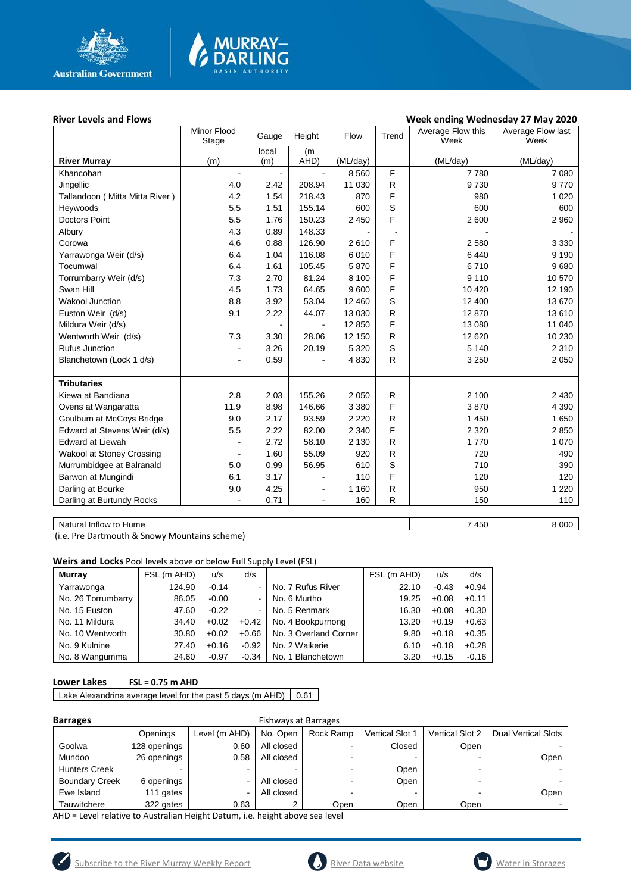**River Levels and Flows** **Week ending Wednesday 27 May 2020**

| River Murray | Minor Flood Stage (m) | Gauge local (m) | Height (m AHD) | Flow (ML/day) | Trend | Average Flow this Week (ML/day) | Average Flow last Week (ML/day) |
|---|---|---|---|---|---|---|---|
| Khancoban | - | - | - | 8 560 | F | 7 780 | 7 080 |
| Jingellic | 4.0 | 2.42 | 208.94 | 11 030 | R | 9 730 | 9 770 |
| Tallandoon ( Mitta Mitta River ) | 4.2 | 1.54 | 218.43 | 870 | F | 980 | 1 020 |
| Heywoods | 5.5 | 1.51 | 155.14 | 600 | S | 600 | 600 |
| Doctors Point | 5.5 | 1.76 | 150.23 | 2 450 | F | 2 600 | 2 960 |
| Albury | 4.3 | 0.89 | 148.33 | - | - | - | - |
| Corowa | 4.6 | 0.88 | 126.90 | 2 610 | F | 2 580 | 3 330 |
| Yarrawonga Weir (d/s) | 6.4 | 1.04 | 116.08 | 6 010 | F | 6 440 | 9 190 |
| Tocumwal | 6.4 | 1.61 | 105.45 | 5 870 | F | 6 710 | 9 680 |
| Torrumbarry Weir (d/s) | 7.3 | 2.70 | 81.24 | 8 100 | F | 9 110 | 10 570 |
| Swan Hill | 4.5 | 1.73 | 64.65 | 9 600 | F | 10 420 | 12 190 |
| Wakool Junction | 8.8 | 3.92 | 53.04 | 12 460 | S | 12 400 | 13 670 |
| Euston Weir (d/s) | 9.1 | 2.22 | 44.07 | 13 030 | R | 12 870 | 13 610 |
| Mildura Weir (d/s) | | - | - | 12 850 | F | 13 080 | 11 040 |
| Wentworth Weir (d/s) | 7.3 | 3.30 | 28.06 | 12 150 | R | 12 620 | 10 230 |
| Rufus Junction | - | 3.26 | 20.19 | 5 320 | S | 5 140 | 2 310 |
| Blanchetown (Lock 1 d/s) | - | 0.59 | - | 4 830 | R | 3 250 | 2 050 |
| **Tributaries** | | | | | | | |
| Kiewa at Bandiana | 2.8 | 2.03 | 155.26 | 2 050 | R | 2 100 | 2 430 |
| Ovens at Wangaratta | 11.9 | 8.98 | 146.66 | 3 380 | F | 3 870 | 4 390 |
| Goulburn at McCoys Bridge | 9.0 | 2.17 | 93.59 | 2 220 | R | 1 450 | 1 650 |
| Edward at Stevens Weir (d/s) | 5.5 | 2.22 | 82.00 | 2 340 | F | 2 320 | 2 850 |
| Edward at Liewah | - | 2.72 | 58.10 | 2 130 | R | 1 770 | 1 070 |
| Wakool at Stoney Crossing | - | 1.60 | 55.09 | 920 | R | 720 | 490 |
| Murrumbidgee at Balranald | 5.0 | 0.99 | 56.95 | 610 | S | 710 | 390 |
| Barwon at Mungindi | 6.1 | 3.17 | - | 110 | F | 120 | 120 |
| Darling at Bourke | 9.0 | 4.25 | - | 1 160 | R | 950 | 1 220 |
| Darling at Burtundy Rocks | - | 0.71 | - | 160 | R | 150 | 110 |

| | This Week | Last Week |
|---|---|---|
| Natural Inflow to Hume | 7 450 | 8 000 |

(i.e. Pre Dartmouth & Snowy Mountains scheme)

**Weirs and Locks** Pool levels above or below Full Supply Level (FSL)

| Murray | FSL (m AHD) | u/s | d/s | | FSL (m AHD) | u/s | d/s |
|---|---|---|---|---|---|---|---|
| Yarrawonga | 124.90 | -0.14 | - | No. 7 Rufus River | 22.10 | -0.43 | +0.94 |
| No. 26 Torrumbarry | 86.05 | -0.00 | - | No. 6 Murtho | 19.25 | +0.08 | +0.11 |
| No. 15 Euston | 47.60 | -0.22 | - | No. 5 Renmark | 16.30 | +0.08 | +0.30 |
| No. 11 Mildura | 34.40 | +0.02 | +0.42 | No. 4 Bookpurnong | 13.20 | +0.19 | +0.63 |
| No. 10 Wentworth | 30.80 | +0.02 | +0.66 | No. 3 Overland Corner | 9.80 | +0.18 | +0.35 |
| No. 9 Kulnine | 27.40 | +0.16 | -0.92 | No. 2 Waikerie | 6.10 | +0.18 | +0.28 |
| No. 8 Wangumma | 24.60 | -0.97 | -0.34 | No. 1 Blanchetown | 3.20 | +0.15 | -0.16 |

**Lower Lakes** **FSL = 0.75 m AHD**

| Lake Alexandrina average level for the past 5 days (m AHD) | 0.61 |
|---|---|

**Barrages** Fishways at Barrages

| | Openings | Level (m AHD) | No. Open | Rock Ramp | Vertical Slot 1 | Vertical Slot 2 | Dual Vertical Slots |
|---|---|---|---|---|---|---|---|
| Goolwa | 128 openings | 0.60 | All closed | - | Closed | Open | - |
| Mundoo | 26 openings | 0.58 | All closed | - | - | - | Open |
| Hunters Creek | - | - | - | - | Open | - | - |
| Boundary Creek | 6 openings | - | All closed | - | Open | - | - |
| Ewe Island | 111 gates | - | All closed | - | - | - | Open |
| Tauwitchere | 322 gates | 0.63 | 2 | Open | Open | Open | - |

AHD = Level relative to Australian Height Datum, i.e. height above sea level

Subscribe to the River Murray Weekly Report River Data website Water in Storages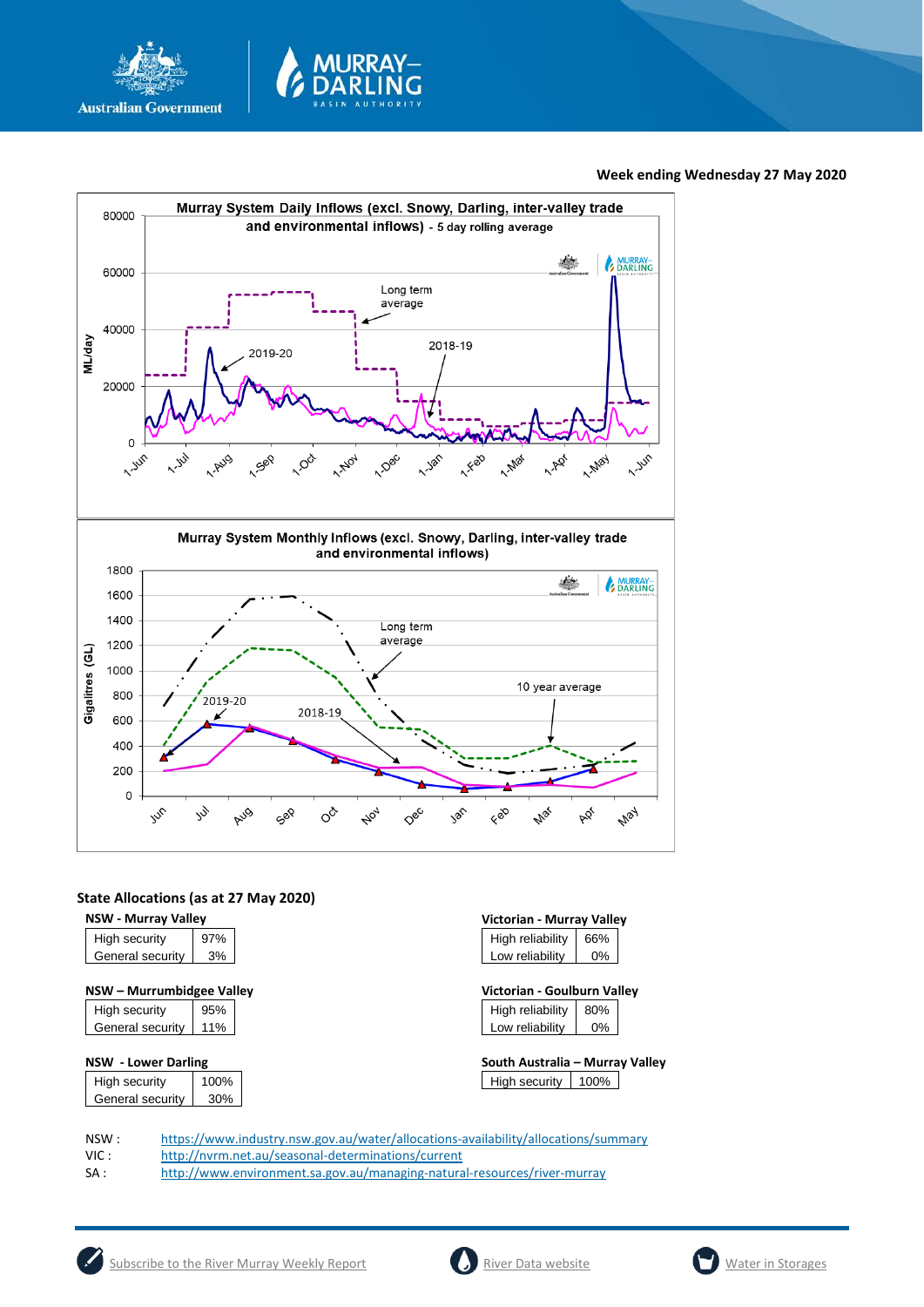**Week ending Wednesday 27 May 2020**

Murray System Daily Inflows (excl. Snowy, Darling, inter-valley trade and environmental inflows) - 5 day rolling average

ML/day

80000
60000
40000
20000
0

Long term average
2019-20
2018-19

1-Jun 1-Jul 1-Aug 1-Sep 1-Oct 1-Nov 1-Dec 1-Jan 1-Feb 1-Mar 1-Apr 1-May 1-Jun

Murray System Monthly Inflows (excl. Snowy, Darling, inter-valley trade and environmental inflows)

Gigalitres (GL)

1800
1600
1400
1200
1000
800
600
400
200
0

Long term average
2019-20
2018-19
10 year average

Jun Jul Aug Sep Oct Nov Dec Jan Feb Mar Apr May

## State Allocations (as at 27 May 2020)

**NSW - Murray Valley**

| | |
|---|---|
| High security | 97% |
| General security | 3% |

**NSW – Murrumbidgee Valley**

| | |
|---|---|
| High security | 95% |
| General security | 11% |

**NSW - Lower Darling**

| | |
|---|---|
| High security | 100% |
| General security | 30% |

**Victorian - Murray Valley**

| | |
|---|---|
| High reliability | 66% |
| Low reliability | 0% |

**Victorian - Goulburn Valley**

| | |
|---|---|
| High reliability | 80% |
| Low reliability | 0% |

**South Australia – Murray Valley**

| | |
|---|---|
| High security | 100% |

NSW : https://www.industry.nsw.gov.au/water/allocations-availability/allocations/summary
VIC : http://nvrm.net.au/seasonal-determinations/current
SA : http://www.environment.sa.gov.au/managing-natural-resources/river-murray

Subscribe to the River Murray Weekly Report | River Data website | Water in Storages